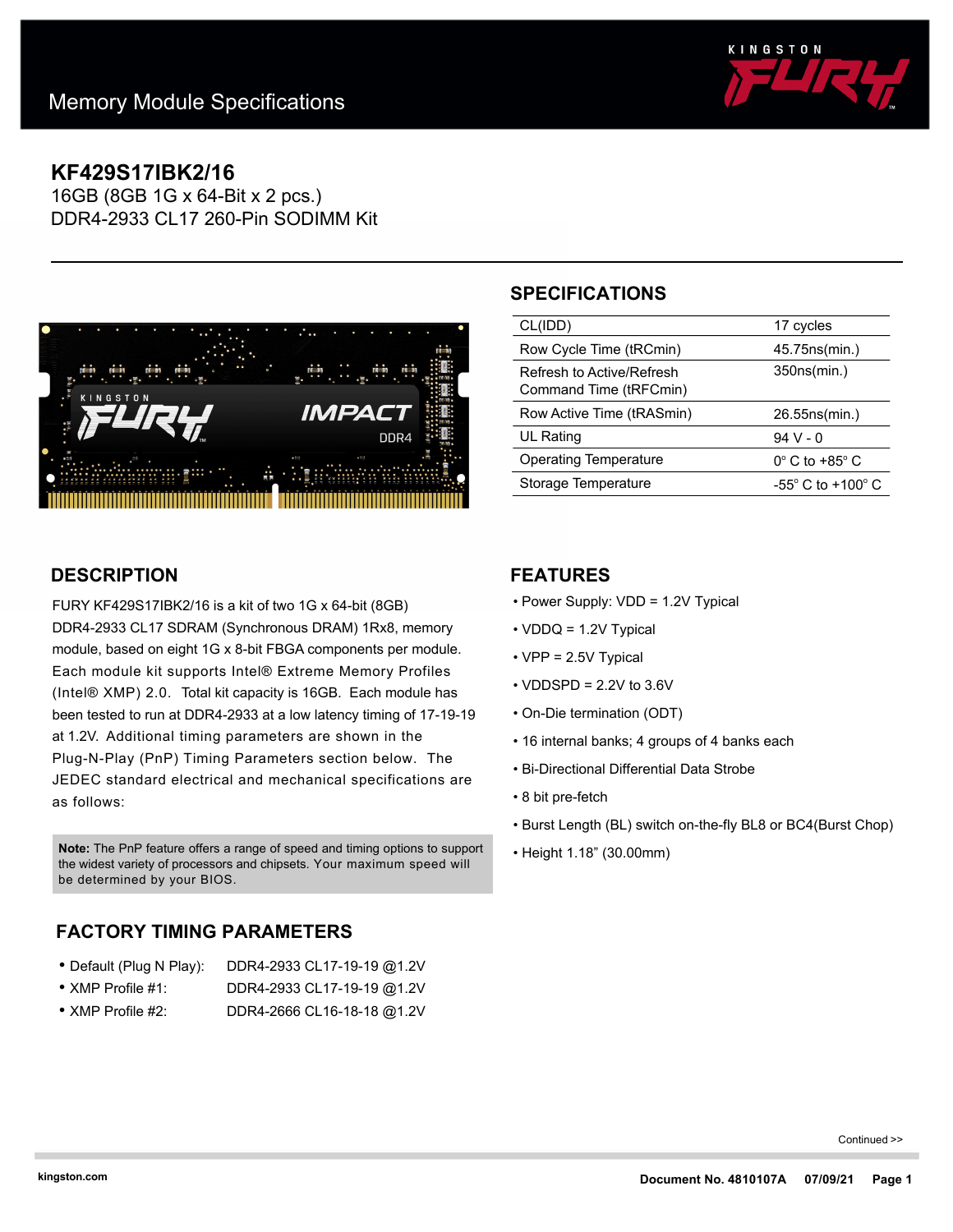# Memory Module Specifications

## KF429S17IBK2/16

16GB (8GB 1G x 64-Bit x 2 pcs.)
DDR4-2933 CL17 260-Pin SODIMM Kit

## SPECIFICATIONS

| | |
|---|---|
| CL(IDD) | 17 cycles |
| Row Cycle Time (tRCmin) | 45.75ns(min.) |
| Refresh to Active/Refresh Command Time (tRFCmin) | 350ns(min.) |
| Row Active Time (tRASmin) | 26.55ns(min.) |
| UL Rating | 94 V - 0 |
| Operating Temperature | 0° C to +85° C |
| Storage Temperature | -55° C to +100° C |

## DESCRIPTION

FURY KF429S17IBK2/16 is a kit of two 1G x 64-bit (8GB) DDR4-2933 CL17 SDRAM (Synchronous DRAM) 1Rx8, memory module, based on eight 1G x 8-bit FBGA components per module. Each module kit supports Intel® Extreme Memory Profiles (Intel® XMP) 2.0. Total kit capacity is 16GB. Each module has been tested to run at DDR4-2933 at a low latency timing of 17-19-19 at 1.2V. Additional timing parameters are shown in the Plug-N-Play (PnP) Timing Parameters section below. The JEDEC standard electrical and mechanical specifications are as follows:

**Note:** The PnP feature offers a range of speed and timing options to support the widest variety of processors and chipsets. Your maximum speed will be determined by your BIOS.

## FACTORY TIMING PARAMETERS

- Default (Plug N Play): DDR4-2933 CL17-19-19 @1.2V
- XMP Profile #1: DDR4-2933 CL17-19-19 @1.2V
- XMP Profile #2: DDR4-2666 CL16-18-18 @1.2V

## FEATURES

- Power Supply: VDD = 1.2V Typical
- VDDQ = 1.2V Typical
- VPP = 2.5V Typical
- VDDSPD = 2.2V to 3.6V
- On-Die termination (ODT)
- 16 internal banks; 4 groups of 4 banks each
- Bi-Directional Differential Data Strobe
- 8 bit pre-fetch
- Burst Length (BL) switch on-the-fly BL8 or BC4(Burst Chop)
- Height 1.18" (30.00mm)

Continued >>

kingston.com

Document No. 4810107A 07/09/21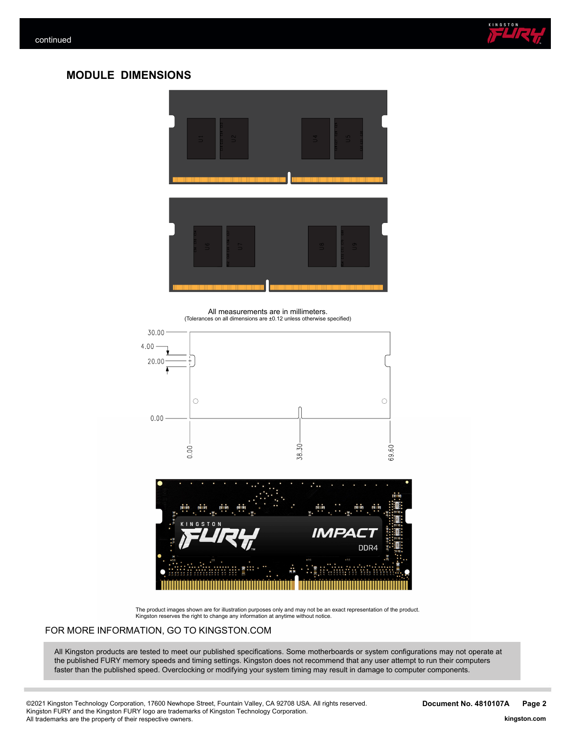## MODULE DIMENSIONS

All measurements are in millimeters.
(Tolerances on all dimensions are ±0.12 unless otherwise specified)

30.00
4.00
20.00
0.00
0.00
38.30
69.60

The product images shown are for illustration purposes only and may not be an exact representation of the product.
Kingston reserves the right to change any information at anytime without notice.

FOR MORE INFORMATION, GO TO KINGSTON.COM

All Kingston products are tested to meet our published specifications. Some motherboards or system configurations may not operate at the published FURY memory speeds and timing settings. Kingston does not recommend that any user attempt to run their computers faster than the published speed. Overclocking or modifying your system timing may result in damage to computer components.

©2021 Kingston Technology Corporation, 17600 Newhope Street, Fountain Valley, CA 92708 USA. All rights reserved.
Kingston FURY and the Kingston FURY logo are trademarks of Kingston Technology Corporation.
All trademarks are the property of their respective owners.

**Document No. 4810107A**

kingston.com